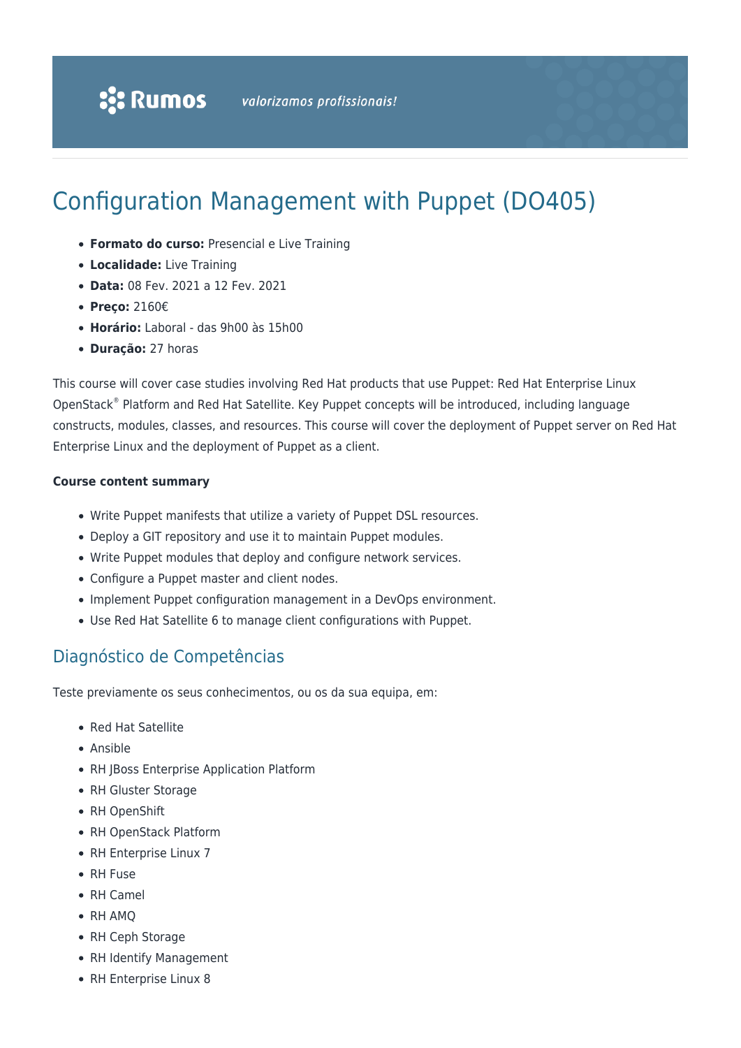Rumos *valorizamos profissionais!*

# Configuration Management with Puppet (DO405)

- **Formato do curso:** Presencial e Live Training
- **Localidade:** Live Training
- **Data:** 08 Fev. 2021 a 12 Fev. 2021
- **Preço:** 2160€
- **Horário:** Laboral - das 9h00 às 15h00
- **Duração:** 27 horas

This course will cover case studies involving Red Hat products that use Puppet: Red Hat Enterprise Linux OpenStack® Platform and Red Hat Satellite. Key Puppet concepts will be introduced, including language constructs, modules, classes, and resources. This course will cover the deployment of Puppet server on Red Hat Enterprise Linux and the deployment of Puppet as a client.

**Course content summary**

- Write Puppet manifests that utilize a variety of Puppet DSL resources.
- Deploy a GIT repository and use it to maintain Puppet modules.
- Write Puppet modules that deploy and configure network services.
- Configure a Puppet master and client nodes.
- Implement Puppet configuration management in a DevOps environment.
- Use Red Hat Satellite 6 to manage client configurations with Puppet.

## Diagnóstico de Competências

Teste previamente os seus conhecimentos, ou os da sua equipa, em:

- Red Hat Satellite
- Ansible
- RH JBoss Enterprise Application Platform
- RH Gluster Storage
- RH OpenShift
- RH OpenStack Platform
- RH Enterprise Linux 7
- RH Fuse
- RH Camel
- RH AMQ
- RH Ceph Storage
- RH Identify Management
- RH Enterprise Linux 8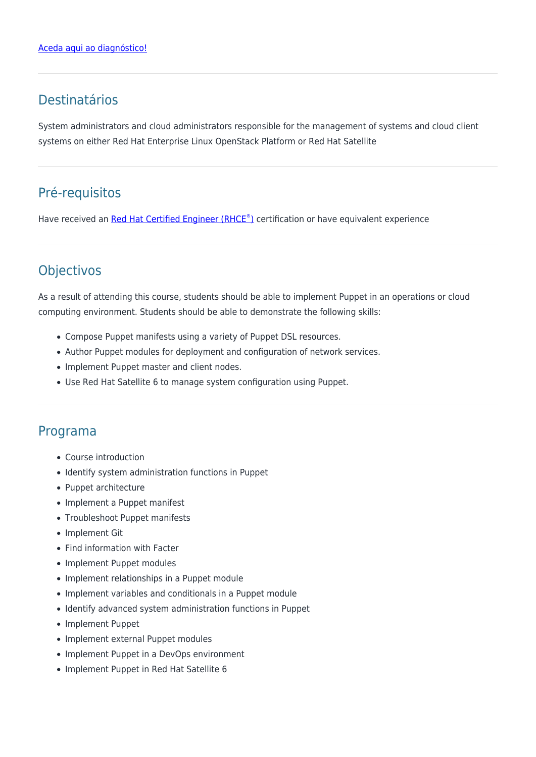[Aceda aqui ao diagnóstico!]()

---

## Destinatários

System administrators and cloud administrators responsible for the management of systems and cloud client systems on either Red Hat Enterprise Linux OpenStack Platform or Red Hat Satellite

---

## Pré-requisitos

Have received an [Red Hat Certified Engineer (RHCE®)]() certification or have equivalent experience

---

## Objectivos

As a result of attending this course, students should be able to implement Puppet in an operations or cloud computing environment. Students should be able to demonstrate the following skills:

- Compose Puppet manifests using a variety of Puppet DSL resources.
- Author Puppet modules for deployment and configuration of network services.
- Implement Puppet master and client nodes.
- Use Red Hat Satellite 6 to manage system configuration using Puppet.

---

## Programa

- Course introduction
- Identify system administration functions in Puppet
- Puppet architecture
- Implement a Puppet manifest
- Troubleshoot Puppet manifests
- Implement Git
- Find information with Facter
- Implement Puppet modules
- Implement relationships in a Puppet module
- Implement variables and conditionals in a Puppet module
- Identify advanced system administration functions in Puppet
- Implement Puppet
- Implement external Puppet modules
- Implement Puppet in a DevOps environment
- Implement Puppet in Red Hat Satellite 6